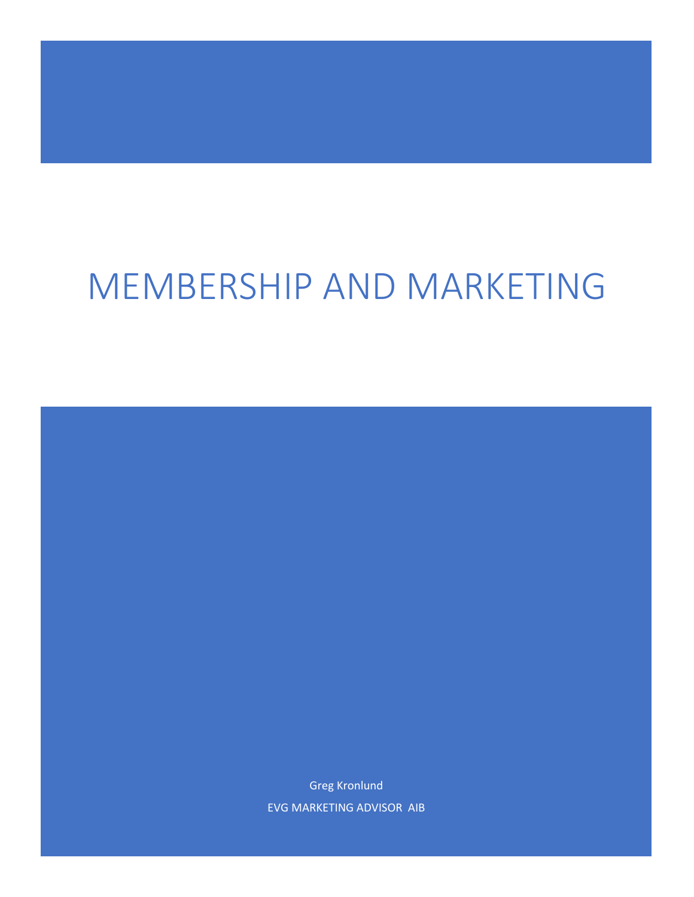# MEMBERSHIP AND MARKETING

Greg Kronlund

EVG MARKETING ADVISOR AIB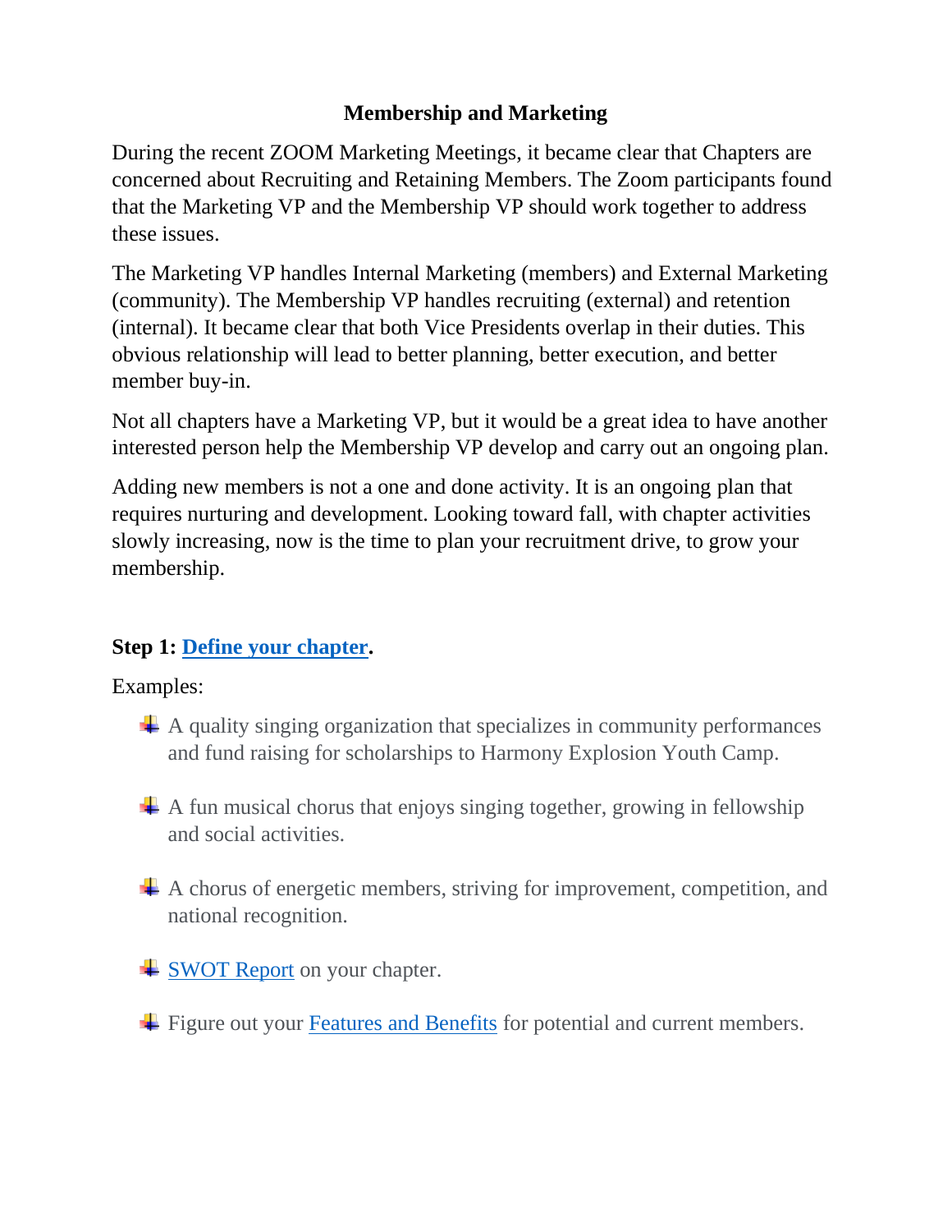## Membership and Marketing

During the recent ZOOM Marketing Meetings, it became clear that Chapters are concerned about Recruiting and Retaining Members. The Zoom participants found that the Marketing VP and the Membership VP should work together to address these issues.

The Marketing VP handles Internal Marketing (members) and External Marketing (community). The Membership VP handles recruiting (external) and retention (internal). It became clear that both Vice Presidents overlap in their duties. This obvious relationship will lead to better planning, better execution, and better member buy-in.

Not all chapters have a Marketing VP, but it would be a great idea to have another interested person help the Membership VP develop and carry out an ongoing plan.

Adding new members is not a one and done activity. It is an ongoing plan that requires nurturing and development. Looking toward fall, with chapter activities slowly increasing, now is the time to plan your recruitment drive, to grow your membership.

**Step 1: Define your chapter.**

Examples:

- A quality singing organization that specializes in community performances and fund raising for scholarships to Harmony Explosion Youth Camp.
- A fun musical chorus that enjoys singing together, growing in fellowship and social activities.
- A chorus of energetic members, striving for improvement, competition, and national recognition.
- SWOT Report on your chapter.
- Figure out your Features and Benefits for potential and current members.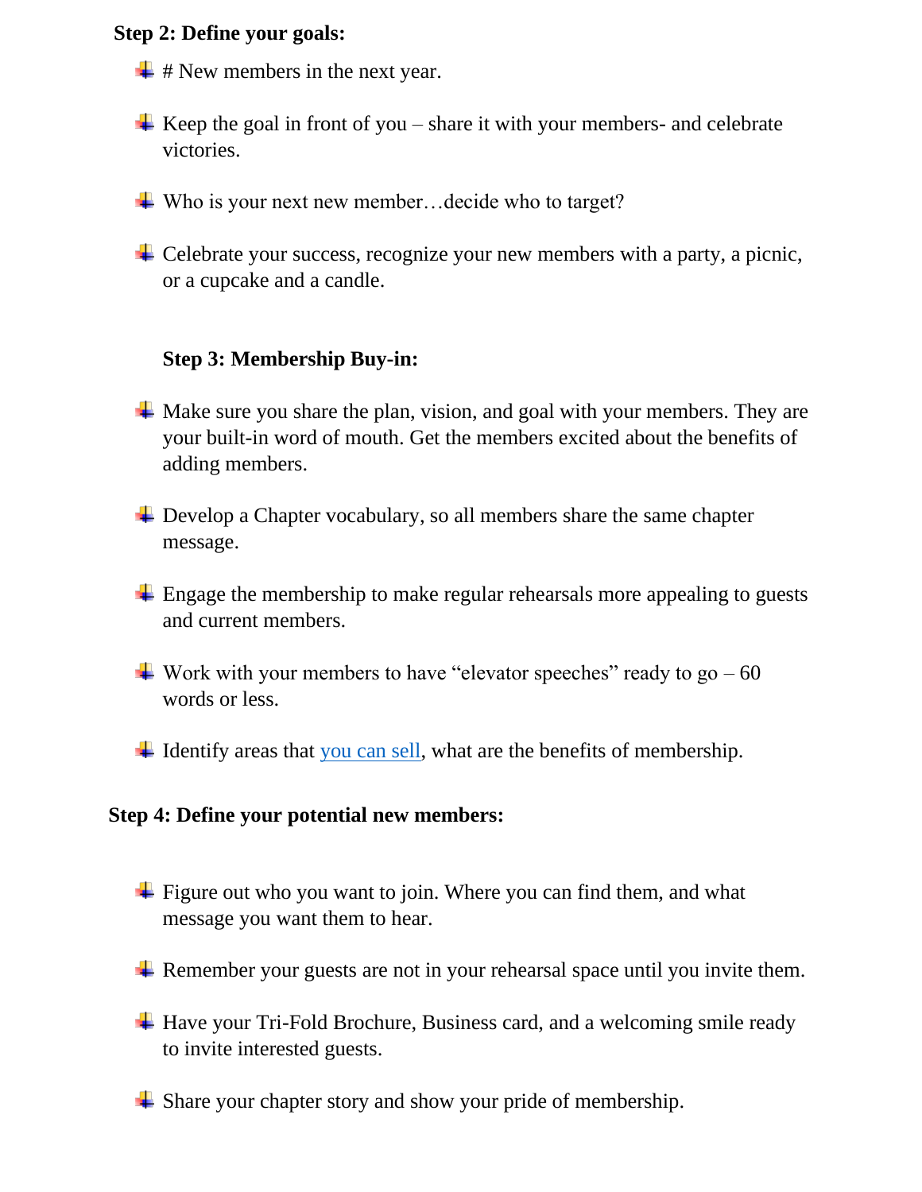**Step 2: Define your goals:**

- # New members in the next year.
- Keep the goal in front of you – share it with your members- and celebrate victories.
- Who is your next new member…decide who to target?
- Celebrate your success, recognize your new members with a party, a picnic, or a cupcake and a candle.

**Step 3: Membership Buy-in:**

- Make sure you share the plan, vision, and goal with your members. They are your built-in word of mouth. Get the members excited about the benefits of adding members.
- Develop a Chapter vocabulary, so all members share the same chapter message.
- Engage the membership to make regular rehearsals more appealing to guests and current members.
- Work with your members to have "elevator speeches" ready to go – 60 words or less.
- Identify areas that you can sell, what are the benefits of membership.

**Step 4: Define your potential new members:**

- Figure out who you want to join. Where you can find them, and what message you want them to hear.
- Remember your guests are not in your rehearsal space until you invite them.
- Have your Tri-Fold Brochure, Business card, and a welcoming smile ready to invite interested guests.
- Share your chapter story and show your pride of membership.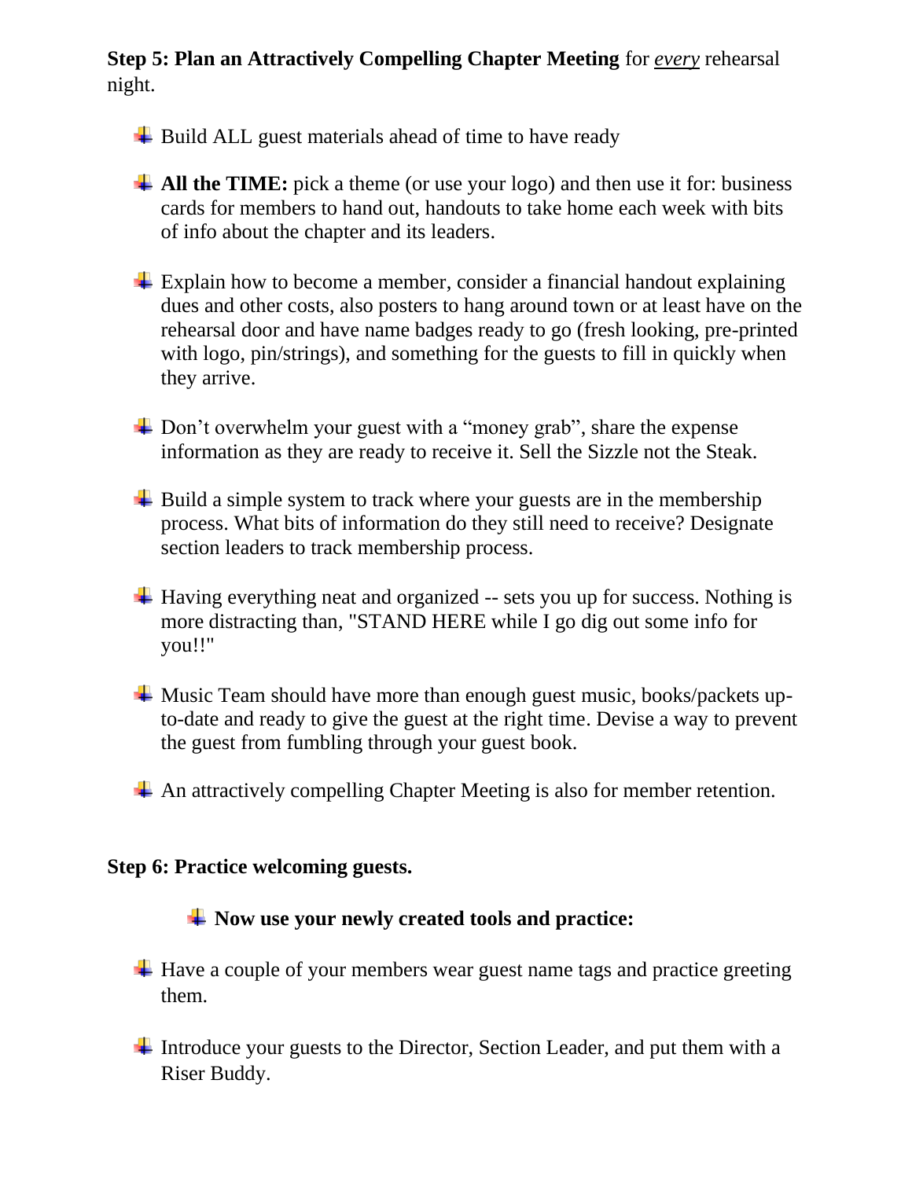**Step 5: Plan an Attractively Compelling Chapter Meeting** for ***every*** rehearsal night.

- Build ALL guest materials ahead of time to have ready
- **All the TIME:** pick a theme (or use your logo) and then use it for: business cards for members to hand out, handouts to take home each week with bits of info about the chapter and its leaders.
- Explain how to become a member, consider a financial handout explaining dues and other costs, also posters to hang around town or at least have on the rehearsal door and have name badges ready to go (fresh looking, pre-printed with logo, pin/strings), and something for the guests to fill in quickly when they arrive.
- Don't overwhelm your guest with a "money grab", share the expense information as they are ready to receive it. Sell the Sizzle not the Steak.
- Build a simple system to track where your guests are in the membership process. What bits of information do they still need to receive? Designate section leaders to track membership process.
- Having everything neat and organized -- sets you up for success. Nothing is more distracting than, "STAND HERE while I go dig out some info for you!!"
- Music Team should have more than enough guest music, books/packets up-to-date and ready to give the guest at the right time. Devise a way to prevent the guest from fumbling through your guest book.
- An attractively compelling Chapter Meeting is also for member retention.

**Step 6: Practice welcoming guests.**

- **Now use your newly created tools and practice:**
- Have a couple of your members wear guest name tags and practice greeting them.
- Introduce your guests to the Director, Section Leader, and put them with a Riser Buddy.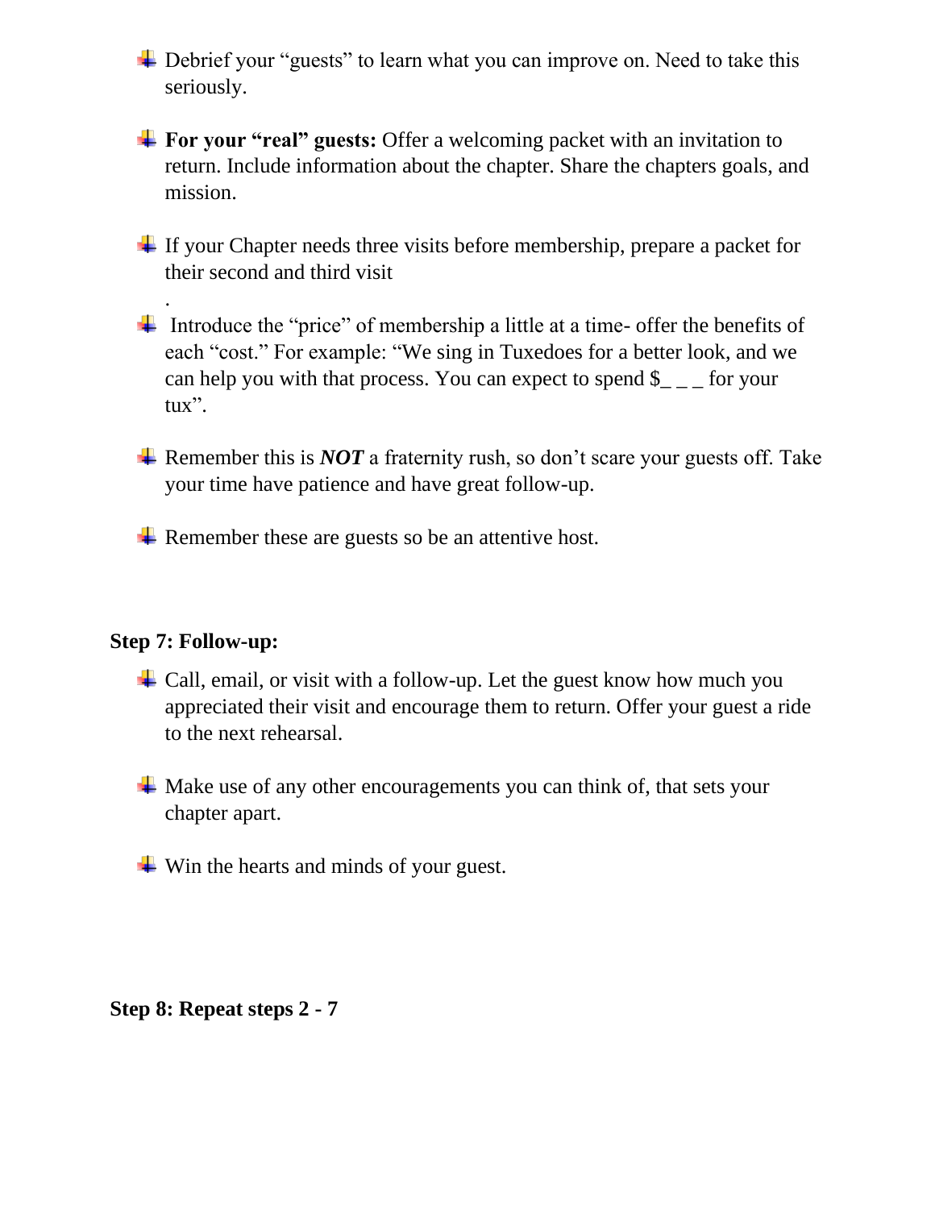- Debrief your "guests" to learn what you can improve on. Need to take this seriously.

- **For your "real" guests:** Offer a welcoming packet with an invitation to return. Include information about the chapter. Share the chapters goals, and mission.

- If your Chapter needs three visits before membership, prepare a packet for their second and third visit
.

- Introduce the "price" of membership a little at a time- offer the benefits of each "cost." For example: "We sing in Tuxedoes for a better look, and we can help you with that process. You can expect to spend $_ _ _ for your tux".

- Remember this is ***NOT*** a fraternity rush, so don't scare your guests off. Take your time have patience and have great follow-up.

- Remember these are guests so be an attentive host.

**Step 7: Follow-up:**

- Call, email, or visit with a follow-up. Let the guest know how much you appreciated their visit and encourage them to return. Offer your guest a ride to the next rehearsal.

- Make use of any other encouragements you can think of, that sets your chapter apart.

- Win the hearts and minds of your guest.

**Step 8: Repeat steps 2 - 7**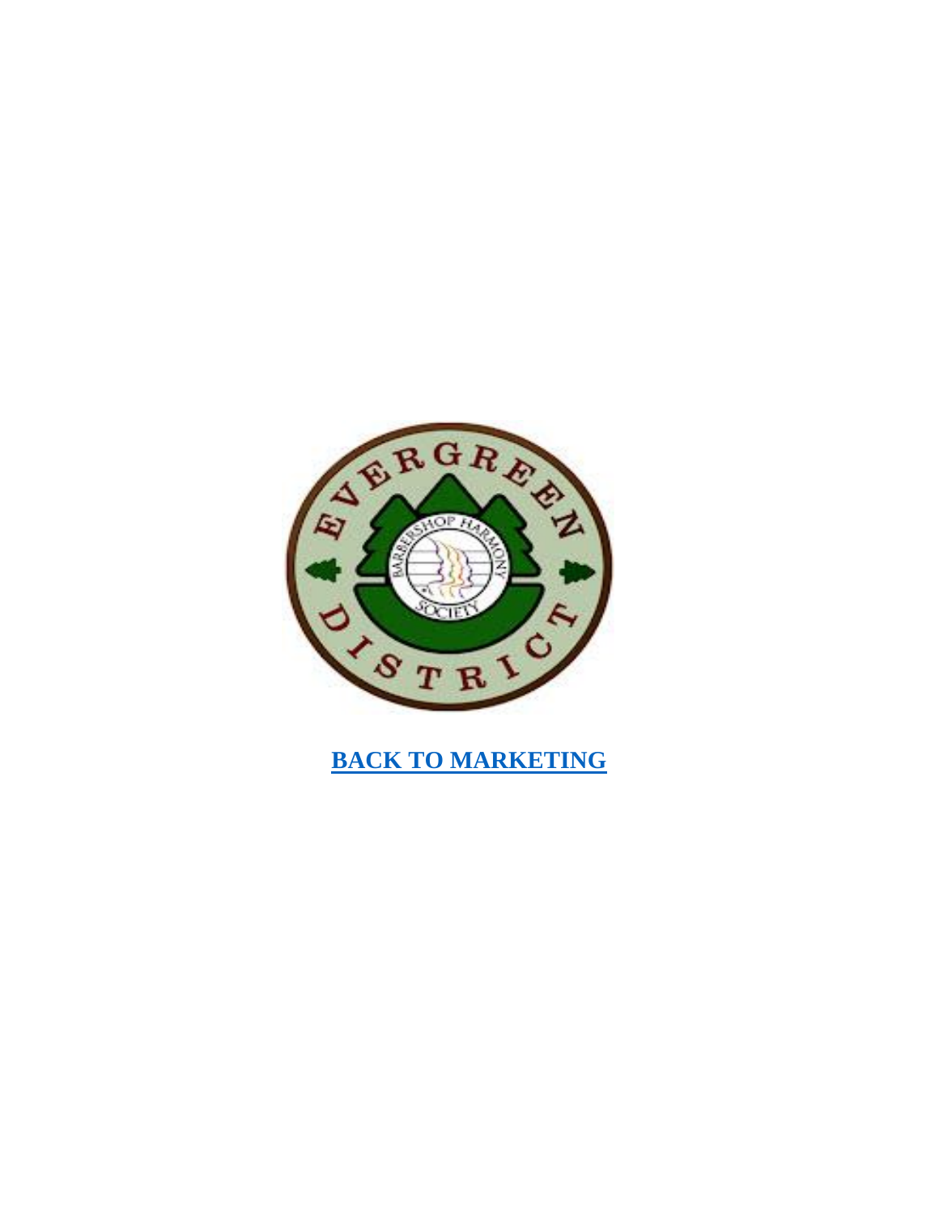EVERGREEN DISTRICT

BARBERSHOP HARMONY SOCIETY

**[BACK TO MARKETING]()**